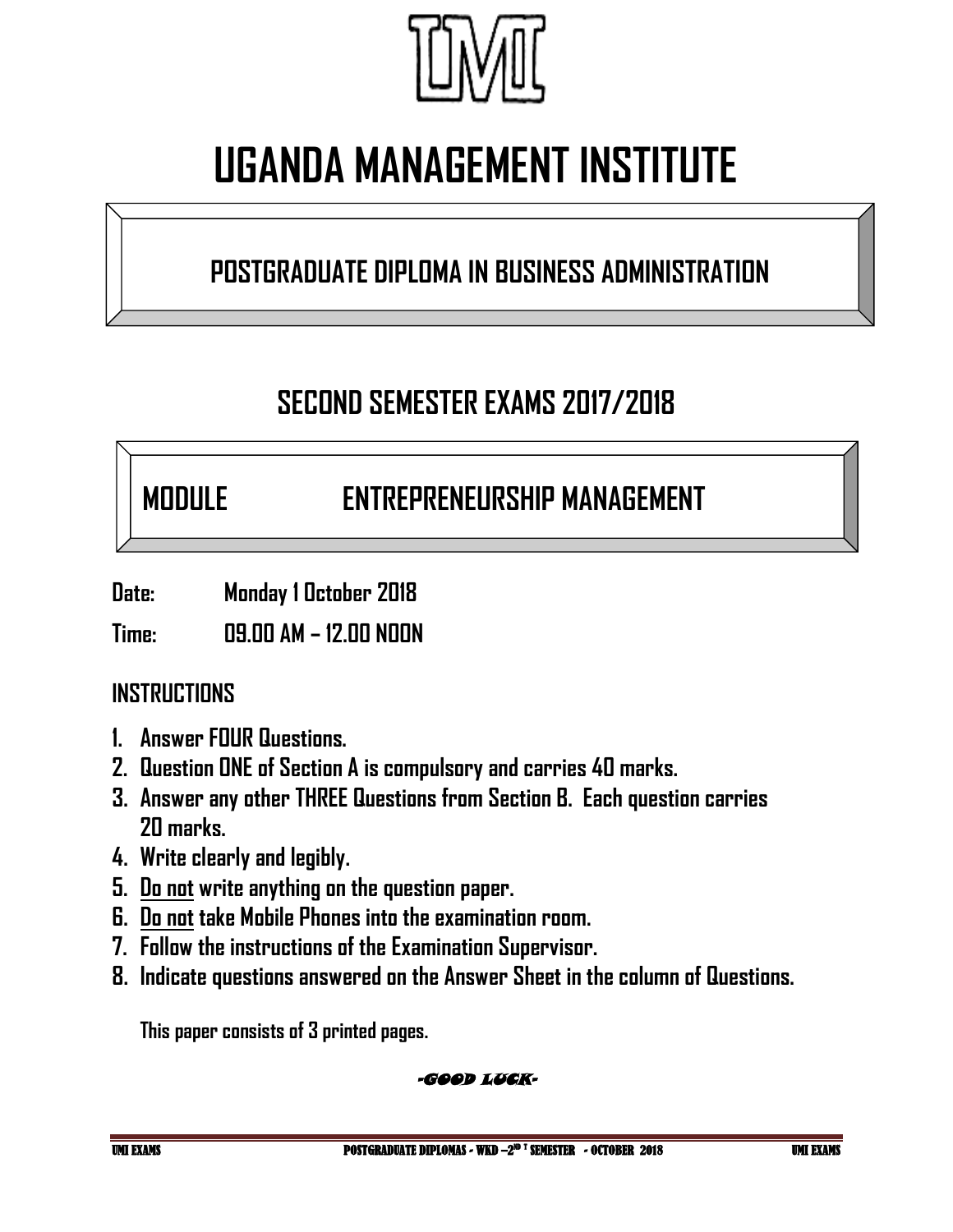# UGANDA MANAGEMENT INSTITUTE

## POSTGRADUATE DIPLOMA IN BUSINESS ADMINISTRATION

## SECOND SEMESTER EXAMS 2017/2018

## MODULE ENTREPRENEURSHIP MANAGEMENT

**Date:** Monday 1 October 2018

**Time:** 09.00 AM – 12.00 NOON

**INSTRUCTIONS**

1. Answer FOUR Questions.
2. Question ONE of Section A is compulsory and carries 40 marks.
3. Answer any other THREE Questions from Section B. Each question carries 20 marks.
4. Write clearly and legibly.
5. Do not write anything on the question paper.
6. Do not take Mobile Phones into the examination room.
7. Follow the instructions of the Examination Supervisor.
8. Indicate questions answered on the Answer Sheet in the column of Questions.

This paper consists of 3 printed pages.

*-GOOD LUCK-*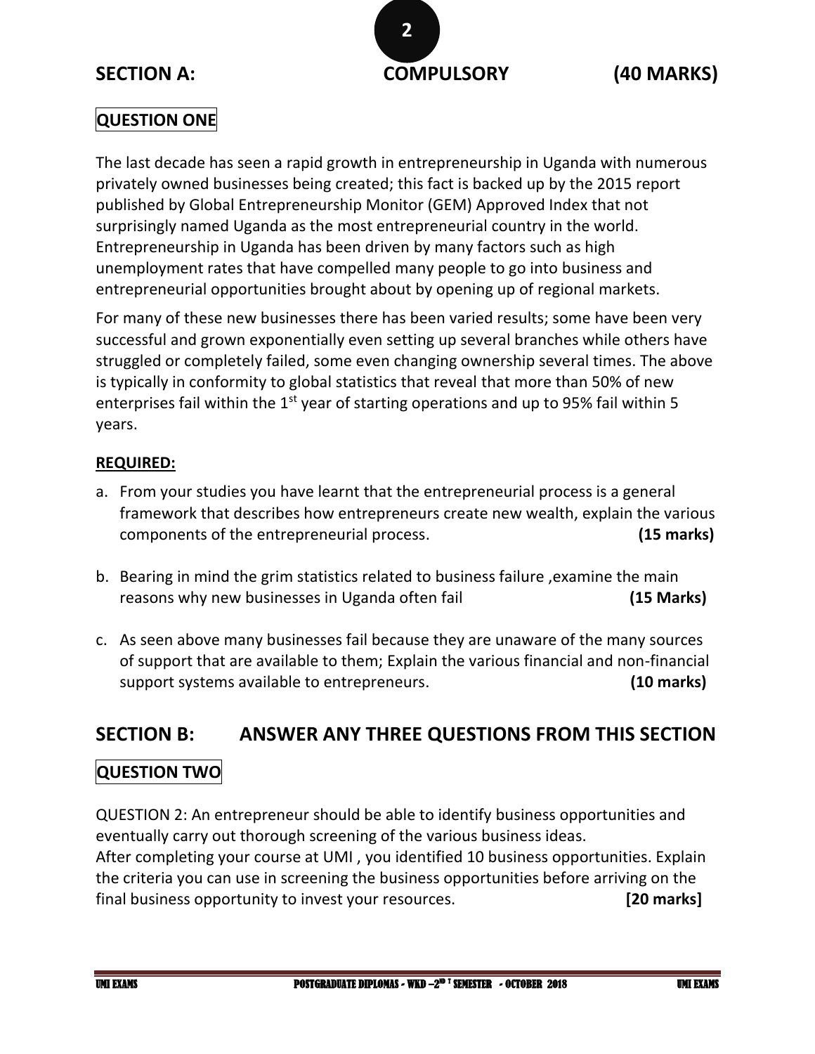## SECTION A: COMPULSORY (40 MARKS)

### QUESTION ONE

The last decade has seen a rapid growth in entrepreneurship in Uganda with numerous privately owned businesses being created; this fact is backed up by the 2015 report published by Global Entrepreneurship Monitor (GEM) Approved Index that not surprisingly named Uganda as the most entrepreneurial country in the world. Entrepreneurship in Uganda has been driven by many factors such as high unemployment rates that have compelled many people to go into business and entrepreneurial opportunities brought about by opening up of regional markets.

For many of these new businesses there has been varied results; some have been very successful and grown exponentially even setting up several branches while others have struggled or completely failed, some even changing ownership several times. The above is typically in conformity to global statistics that reveal that more than 50% of new enterprises fail within the 1st year of starting operations and up to 95% fail within 5 years.

**REQUIRED:**

a. From your studies you have learnt that the entrepreneurial process is a general framework that describes how entrepreneurs create new wealth, explain the various components of the entrepreneurial process. **(15 marks)**

b. Bearing in mind the grim statistics related to business failure ,examine the main reasons why new businesses in Uganda often fail **(15 Marks)**

c. As seen above many businesses fail because they are unaware of the many sources of support that are available to them; Explain the various financial and non-financial support systems available to entrepreneurs. **(10 marks)**

## SECTION B: ANSWER ANY THREE QUESTIONS FROM THIS SECTION

### QUESTION TWO

QUESTION 2: An entrepreneur should be able to identify business opportunities and eventually carry out thorough screening of the various business ideas.
After completing your course at UMI , you identified 10 business opportunities. Explain the criteria you can use in screening the business opportunities before arriving on the final business opportunity to invest your resources. **[20 marks]**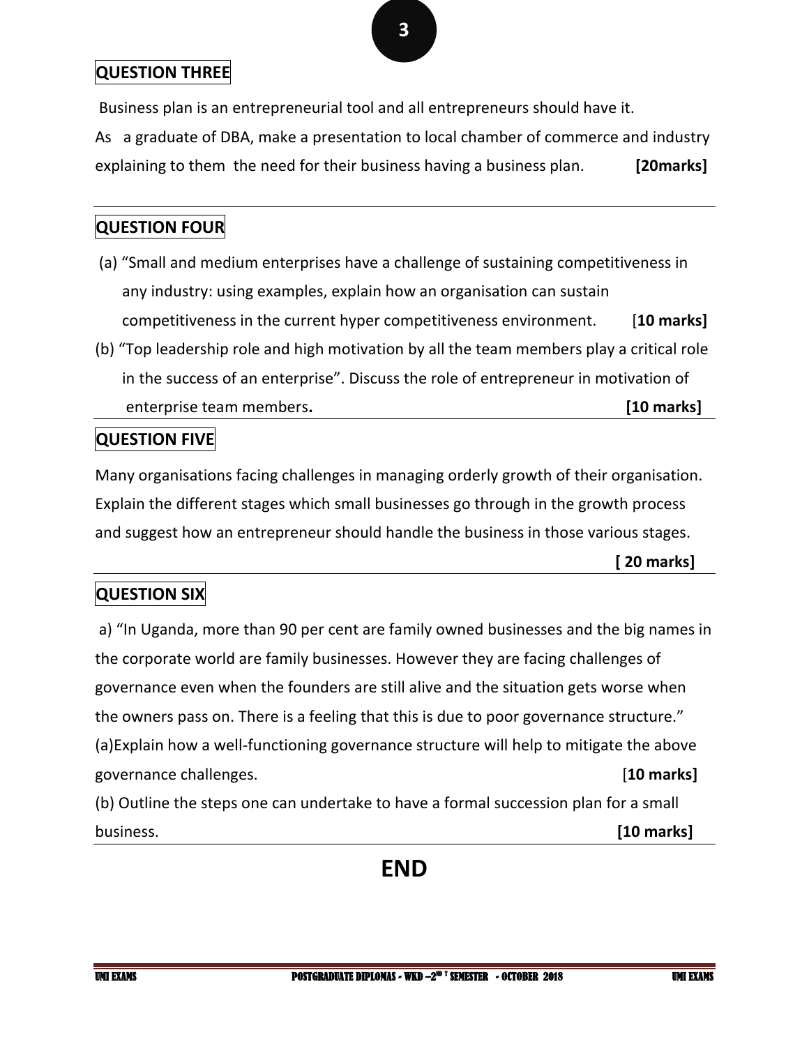## QUESTION THREE

Business plan is an entrepreneurial tool and all entrepreneurs should have it.
As a graduate of DBA, make a presentation to local chamber of commerce and industry explaining to them the need for their business having a business plan. **[20marks]**

---

## QUESTION FOUR

(a) "Small and medium enterprises have a challenge of sustaining competitiveness in any industry: using examples, explain how an organisation can sustain competitiveness in the current hyper competitiveness environment. [**10 marks]**

(b) "Top leadership role and high motivation by all the team members play a critical role in the success of an enterprise". Discuss the role of entrepreneur in motivation of enterprise team members**.** **[10 marks]**

---

## QUESTION FIVE

Many organisations facing challenges in managing orderly growth of their organisation. Explain the different stages which small businesses go through in the growth process and suggest how an entrepreneur should handle the business in those various stages.

**[ 20 marks]**

---

## QUESTION SIX

a) "In Uganda, more than 90 per cent are family owned businesses and the big names in the corporate world are family businesses. However they are facing challenges of governance even when the founders are still alive and the situation gets worse when the owners pass on. There is a feeling that this is due to poor governance structure."

(a)Explain how a well-functioning governance structure will help to mitigate the above governance challenges. [**10 marks]**

(b) Outline the steps one can undertake to have a formal succession plan for a small business. **[10 marks]**

---

# END